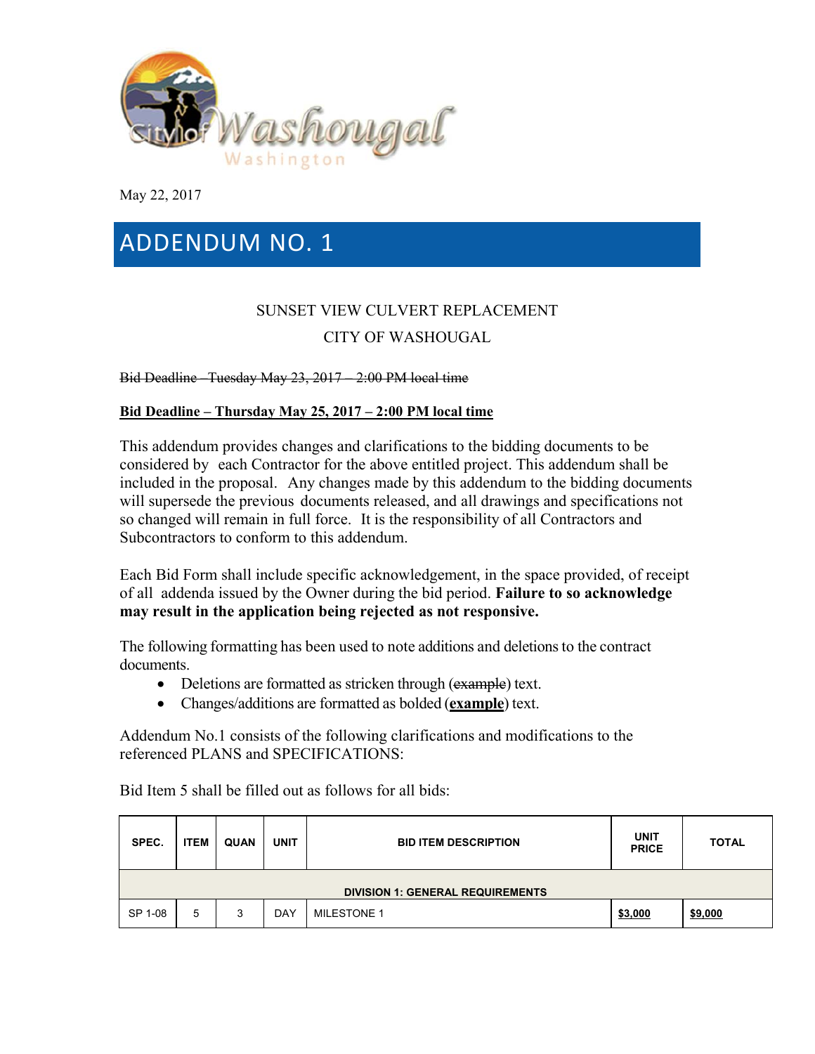May 22, 2017

# ADDENDUM NO. 1

SUNSET VIEW CULVERT REPLACEMENT

CITY OF WASHOUGAL

~~Bid Deadline – Tuesday May 23, 2017 – 2:00 PM local time~~

**Bid Deadline – Thursday May 25, 2017 – 2:00 PM local time**

This addendum provides changes and clarifications to the bidding documents to be considered by each Contractor for the above entitled project. This addendum shall be included in the proposal. Any changes made by this addendum to the bidding documents will supersede the previous documents released, and all drawings and specifications not so changed will remain in full force. It is the responsibility of all Contractors and Subcontractors to conform to this addendum.

Each Bid Form shall include specific acknowledgement, in the space provided, of receipt of all addenda issued by the Owner during the bid period. **Failure to so acknowledge may result in the application being rejected as not responsive.**

The following formatting has been used to note additions and deletions to the contract documents.

- Deletions are formatted as stricken through (~~example~~) text.
- Changes/additions are formatted as bolded (**example**) text.

Addendum No.1 consists of the following clarifications and modifications to the referenced PLANS and SPECIFICATIONS:

Bid Item 5 shall be filled out as follows for all bids:

| SPEC. | ITEM | QUAN | UNIT | BID ITEM DESCRIPTION | UNIT PRICE | TOTAL |
|---|---|---|---|---|---|---|
| **DIVISION 1: GENERAL REQUIREMENTS** | | | | | | |
| SP 1-08 | 5 | 3 | DAY | MILESTONE 1 | **$3,000** | **$9,000** |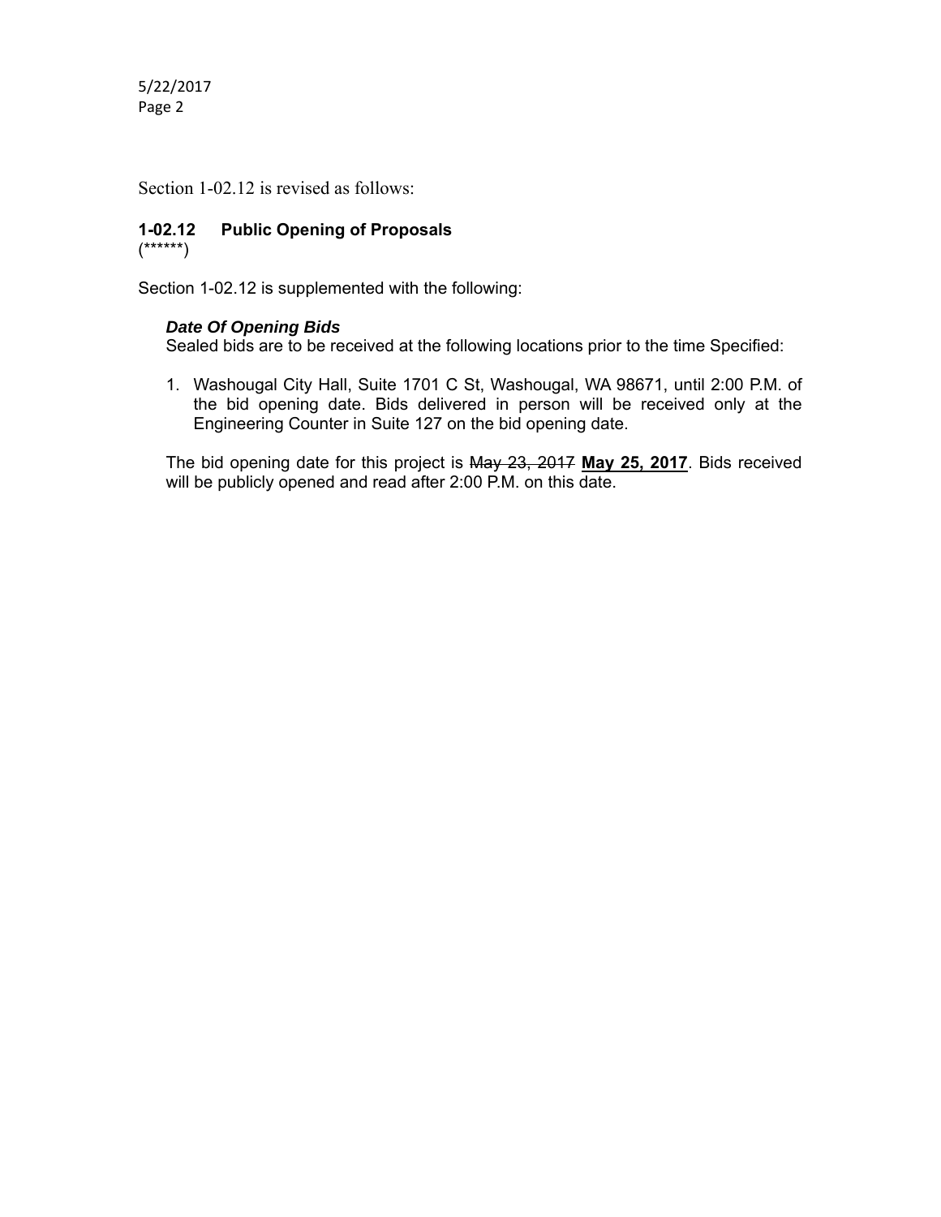Section 1-02.12 is revised as follows:

### 1-02.12 Public Opening of Proposals

(******)

Section 1-02.12 is supplemented with the following:

***Date Of Opening Bids***

Sealed bids are to be received at the following locations prior to the time Specified:

1. Washougal City Hall, Suite 1701 C St, Washougal, WA 98671, until 2:00 P.M. of the bid opening date. Bids delivered in person will be received only at the Engineering Counter in Suite 127 on the bid opening date.

The bid opening date for this project is ~~May 23, 2017~~ **May 25, 2017**. Bids received will be publicly opened and read after 2:00 P.M. on this date.